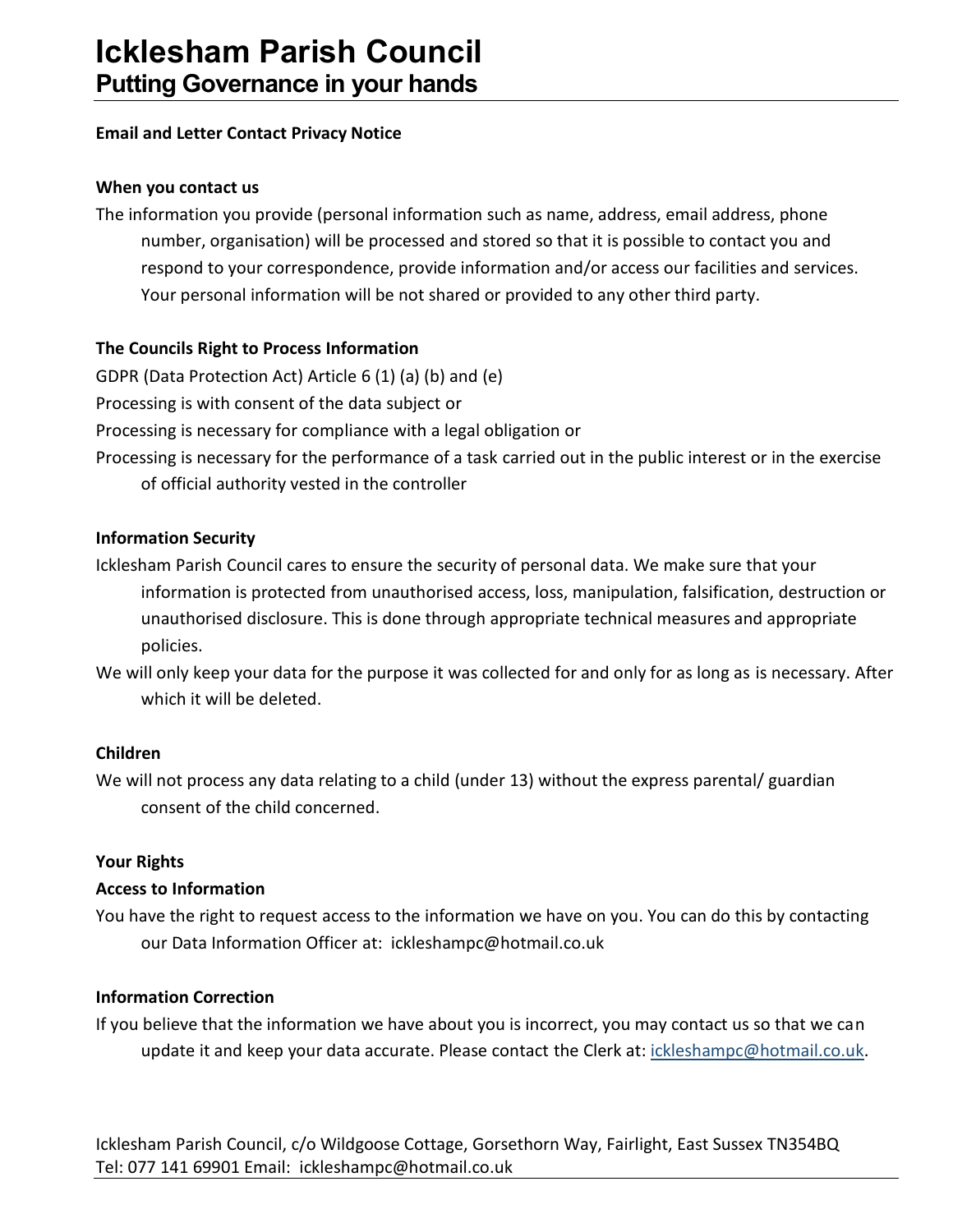# Icklesham Parish Council

## Putting Governance in your hands

**Email and Letter Contact Privacy Notice**

**When you contact us**

The information you provide (personal information such as name, address, email address, phone number, organisation) will be processed and stored so that it is possible to contact you and respond to your correspondence, provide information and/or access our facilities and services. Your personal information will be not shared or provided to any other third party.

**The Councils Right to Process Information**

GDPR (Data Protection Act) Article 6 (1) (a) (b) and (e)

Processing is with consent of the data subject or

Processing is necessary for compliance with a legal obligation or

Processing is necessary for the performance of a task carried out in the public interest or in the exercise of official authority vested in the controller

**Information Security**

Icklesham Parish Council cares to ensure the security of personal data. We make sure that your information is protected from unauthorised access, loss, manipulation, falsification, destruction or unauthorised disclosure. This is done through appropriate technical measures and appropriate policies.

We will only keep your data for the purpose it was collected for and only for as long as is necessary. After which it will be deleted.

**Children**

We will not process any data relating to a child (under 13) without the express parental/ guardian consent of the child concerned.

**Your Rights**

**Access to Information**

You have the right to request access to the information we have on you. You can do this by contacting our Data Information Officer at: ickleshampc@hotmail.co.uk

**Information Correction**

If you believe that the information we have about you is incorrect, you may contact us so that we can update it and keep your data accurate. Please contact the Clerk at: ickleshampc@hotmail.co.uk.

Icklesham Parish Council, c/o Wildgoose Cottage, Gorsethorn Way, Fairlight, East Sussex TN354BQ
Tel: 077 141 69901 Email: ickleshampc@hotmail.co.uk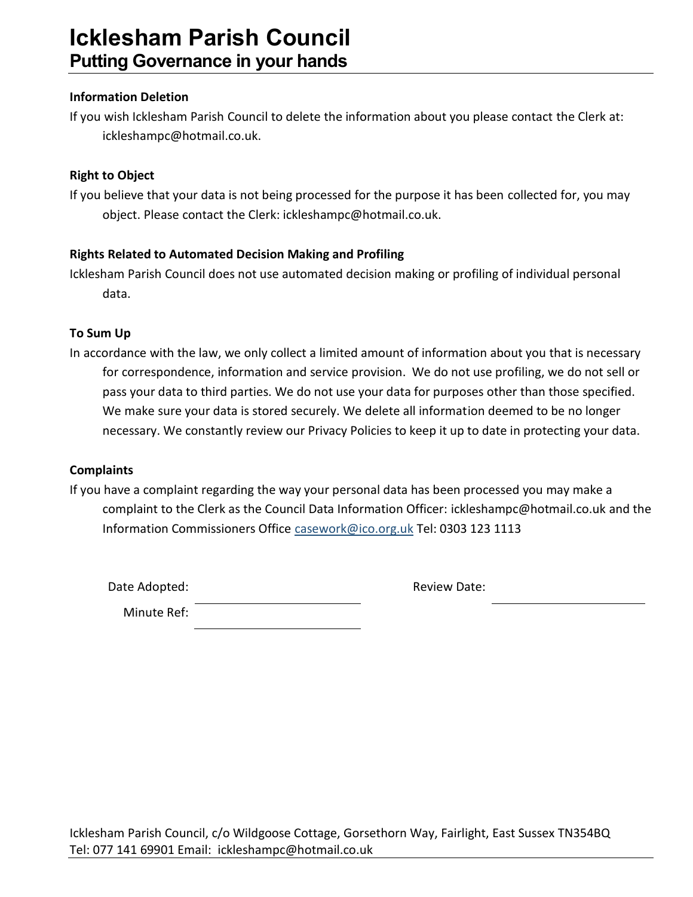**Information Deletion**

If you wish Icklesham Parish Council to delete the information about you please contact the Clerk at: ickleshampc@hotmail.co.uk.

**Right to Object**

If you believe that your data is not being processed for the purpose it has been collected for, you may object. Please contact the Clerk: ickleshampc@hotmail.co.uk.

**Rights Related to Automated Decision Making and Profiling**

Icklesham Parish Council does not use automated decision making or profiling of individual personal data.

**To Sum Up**

In accordance with the law, we only collect a limited amount of information about you that is necessary for correspondence, information and service provision. We do not use profiling, we do not sell or pass your data to third parties. We do not use your data for purposes other than those specified. We make sure your data is stored securely. We delete all information deemed to be no longer necessary. We constantly review our Privacy Policies to keep it up to date in protecting your data.

**Complaints**

If you have a complaint regarding the way your personal data has been processed you may make a complaint to the Clerk as the Council Data Information Officer: ickleshampc@hotmail.co.uk and the Information Commissioners Office casework@ico.org.uk Tel: 0303 123 1113

Date Adopted: ____________________ Review Date: ____________________

Minute Ref: ____________________

Icklesham Parish Council, c/o Wildgoose Cottage, Gorsethorn Way, Fairlight, East Sussex TN354BQ
Tel: 077 141 69901 Email: ickleshampc@hotmail.co.uk